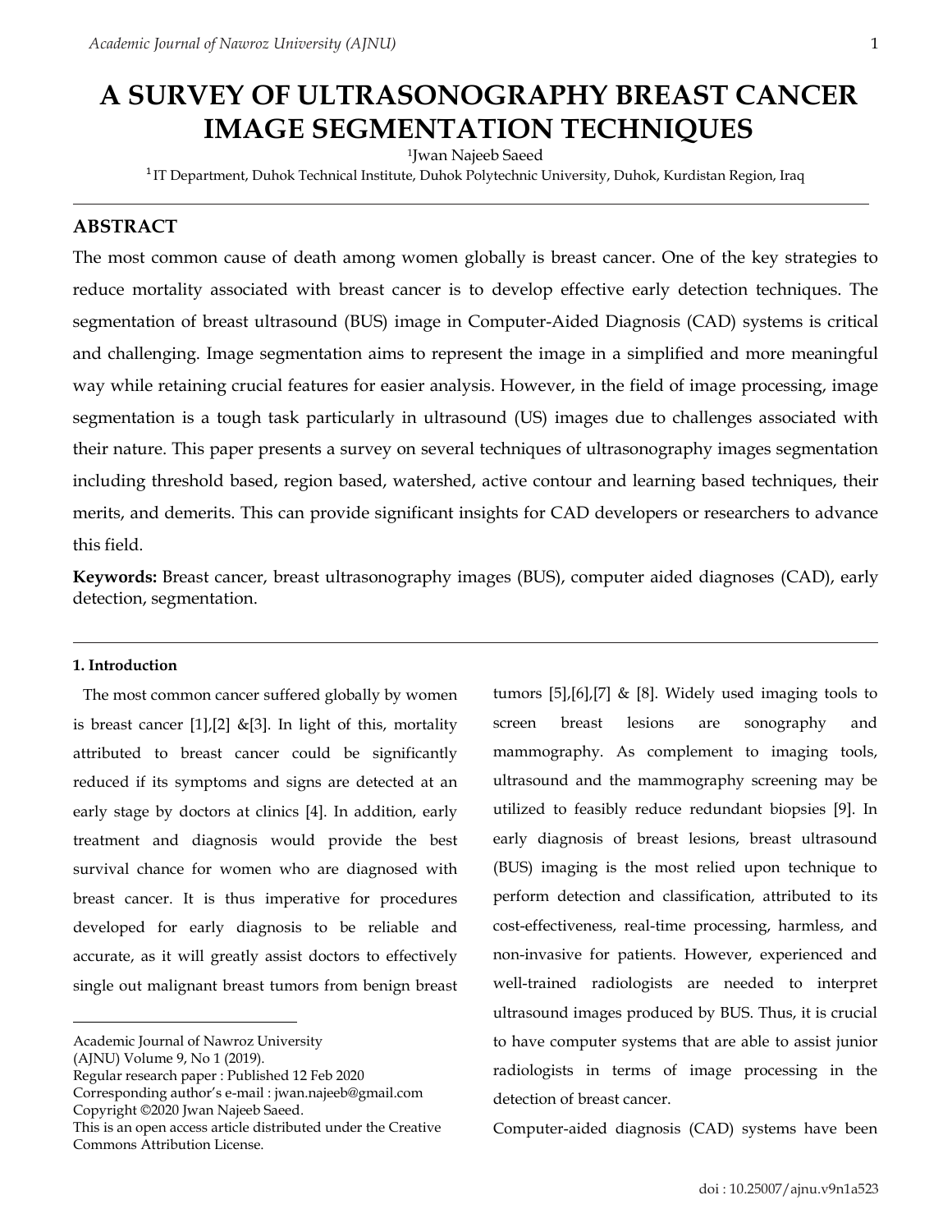# A SURVEY OF ULTRASONOGRAPHY BREAST CANCER IMAGE SEGMENTATION TECHNIQUES

[1]Jwan Najeeb Saeed

[1] IT Department, Duhok Technical Institute, Duhok Polytechnic University, Duhok, Kurdistan Region, Iraq

## ABSTRACT

The most common cause of death among women globally is breast cancer. One of the key strategies to reduce mortality associated with breast cancer is to develop effective early detection techniques. The segmentation of breast ultrasound (BUS) image in Computer-Aided Diagnosis (CAD) systems is critical and challenging. Image segmentation aims to represent the image in a simplified and more meaningful way while retaining crucial features for easier analysis. However, in the field of image processing, image segmentation is a tough task particularly in ultrasound (US) images due to challenges associated with their nature. This paper presents a survey on several techniques of ultrasonography images segmentation including threshold based, region based, watershed, active contour and learning based techniques, their merits, and demerits. This can provide significant insights for CAD developers or researchers to advance this field.

**Keywords:** Breast cancer, breast ultrasonography images (BUS), computer aided diagnoses (CAD), early detection, segmentation.

### 1. Introduction

The most common cancer suffered globally by women is breast cancer [1],[2] &[3]. In light of this, mortality attributed to breast cancer could be significantly reduced if its symptoms and signs are detected at an early stage by doctors at clinics [4]. In addition, early treatment and diagnosis would provide the best survival chance for women who are diagnosed with breast cancer. It is thus imperative for procedures developed for early diagnosis to be reliable and accurate, as it will greatly assist doctors to effectively single out malignant breast tumors from benign breast tumors [5],[6],[7] & [8]. Widely used imaging tools to screen breast lesions are sonography and mammography. As complement to imaging tools, ultrasound and the mammography screening may be utilized to feasibly reduce redundant biopsies [9]. In early diagnosis of breast lesions, breast ultrasound (BUS) imaging is the most relied upon technique to perform detection and classification, attributed to its cost-effectiveness, real-time processing, harmless, and non-invasive for patients. However, experienced and well-trained radiologists are needed to interpret ultrasound images produced by BUS. Thus, it is crucial to have computer systems that are able to assist junior radiologists in terms of image processing in the detection of breast cancer.

Computer-aided diagnosis (CAD) systems have been

Academic Journal of Nawroz University (AJNU) Volume 9, No 1 (2019).
Regular research paper : Published 12 Feb 2020
Corresponding author's e-mail : jwan.najeeb@gmail.com
Copyright ©2020 Jwan Najeeb Saeed.
This is an open access article distributed under the Creative Commons Attribution License.

doi : 10.25007/ajnu.v9n1a523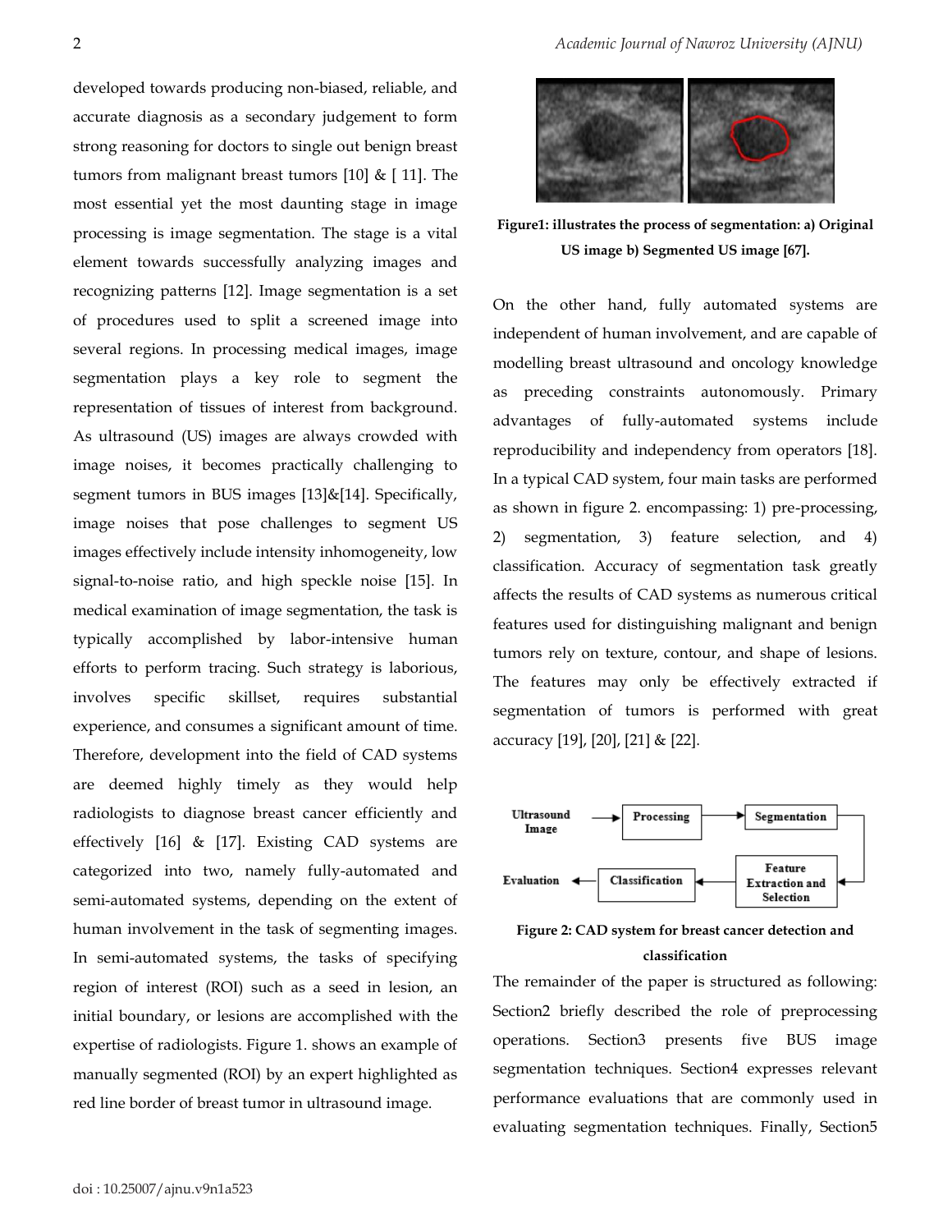developed towards producing non-biased, reliable, and accurate diagnosis as a secondary judgement to form strong reasoning for doctors to single out benign breast tumors from malignant breast tumors [10] & [ 11]. The most essential yet the most daunting stage in image processing is image segmentation. The stage is a vital element towards successfully analyzing images and recognizing patterns [12]. Image segmentation is a set of procedures used to split a screened image into several regions. In processing medical images, image segmentation plays a key role to segment the representation of tissues of interest from background. As ultrasound (US) images are always crowded with image noises, it becomes practically challenging to segment tumors in BUS images [13]&[14]. Specifically, image noises that pose challenges to segment US images effectively include intensity inhomogeneity, low signal-to-noise ratio, and high speckle noise [15]. In medical examination of image segmentation, the task is typically accomplished by labor-intensive human efforts to perform tracing. Such strategy is laborious, involves specific skillset, requires substantial experience, and consumes a significant amount of time. Therefore, development into the field of CAD systems are deemed highly timely as they would help radiologists to diagnose breast cancer efficiently and effectively [16] & [17]. Existing CAD systems are categorized into two, namely fully-automated and semi-automated systems, depending on the extent of human involvement in the task of segmenting images. In semi-automated systems, the tasks of specifying region of interest (ROI) such as a seed in lesion, an initial boundary, or lesions are accomplished with the expertise of radiologists. Figure 1. shows an example of manually segmented (ROI) by an expert highlighted as red line border of breast tumor in ultrasound image.

**Figure1: illustrates the process of segmentation: a) Original US image b) Segmented US image [67].**

On the other hand, fully automated systems are independent of human involvement, and are capable of modelling breast ultrasound and oncology knowledge as preceding constraints autonomously. Primary advantages of fully-automated systems include reproducibility and independency from operators [18]. In a typical CAD system, four main tasks are performed as shown in figure 2. encompassing: 1) pre-processing, 2) segmentation, 3) feature selection, and 4) classification. Accuracy of segmentation task greatly affects the results of CAD systems as numerous critical features used for distinguishing malignant and benign tumors rely on texture, contour, and shape of lesions. The features may only be effectively extracted if segmentation of tumors is performed with great accuracy [19], [20], [21] & [22].

**Figure 2: CAD system for breast cancer detection and classification**

The remainder of the paper is structured as following: Section2 briefly described the role of preprocessing operations. Section3 presents five BUS image segmentation techniques. Section4 expresses relevant performance evaluations that are commonly used in evaluating segmentation techniques. Finally, Section5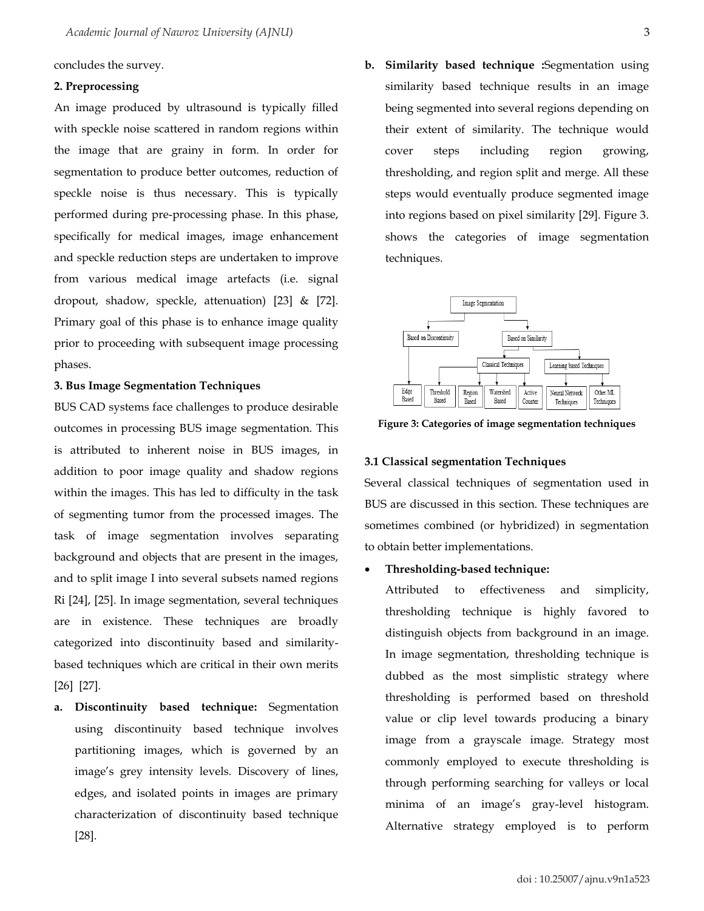concludes the survey.

**2. Preprocessing**

An image produced by ultrasound is typically filled with speckle noise scattered in random regions within the image that are grainy in form. In order for segmentation to produce better outcomes, reduction of speckle noise is thus necessary. This is typically performed during pre-processing phase. In this phase, specifically for medical images, image enhancement and speckle reduction steps are undertaken to improve from various medical image artefacts (i.e. signal dropout, shadow, speckle, attenuation) [23] & [72]. Primary goal of this phase is to enhance image quality prior to proceeding with subsequent image processing phases.

**3. Bus Image Segmentation Techniques**

BUS CAD systems face challenges to produce desirable outcomes in processing BUS image segmentation. This is attributed to inherent noise in BUS images, in addition to poor image quality and shadow regions within the images. This has led to difficulty in the task of segmenting tumor from the processed images. The task of image segmentation involves separating background and objects that are present in the images, and to split image I into several subsets named regions Ri [24], [25]. In image segmentation, several techniques are in existence. These techniques are broadly categorized into discontinuity based and similarity-based techniques which are critical in their own merits [26] [27].

a. **Discontinuity based technique:** Segmentation using discontinuity based technique involves partitioning images, which is governed by an image's grey intensity levels. Discovery of lines, edges, and isolated points in images are primary characterization of discontinuity based technique [28].

b. **Similarity based technique :**Segmentation using similarity based technique results in an image being segmented into several regions depending on their extent of similarity. The technique would cover steps including region growing, thresholding, and region split and merge. All these steps would eventually produce segmented image into regions based on pixel similarity [29]. Figure 3. shows the categories of image segmentation techniques.

Image Segmentation → Based on Discontinuity (Edge Based); Based on Similarity → Classical Techniques (Threshold Based, Region Based, Watershed Based, Active Counter); Learning based Techniques (Neural Network Techniques, Other ML Techniques)

**Figure 3: Categories of image segmentation techniques**

**3.1 Classical segmentation Techniques**

Several classical techniques of segmentation used in BUS are discussed in this section. These techniques are sometimes combined (or hybridized) in segmentation to obtain better implementations.

- **Thresholding-based technique:**

  Attributed to effectiveness and simplicity, thresholding technique is highly favored to distinguish objects from background in an image. In image segmentation, thresholding technique is dubbed as the most simplistic strategy where thresholding is performed based on threshold value or clip level towards producing a binary image from a grayscale image. Strategy most commonly employed to execute thresholding is through performing searching for valleys or local minima of an image's gray-level histogram. Alternative strategy employed is to perform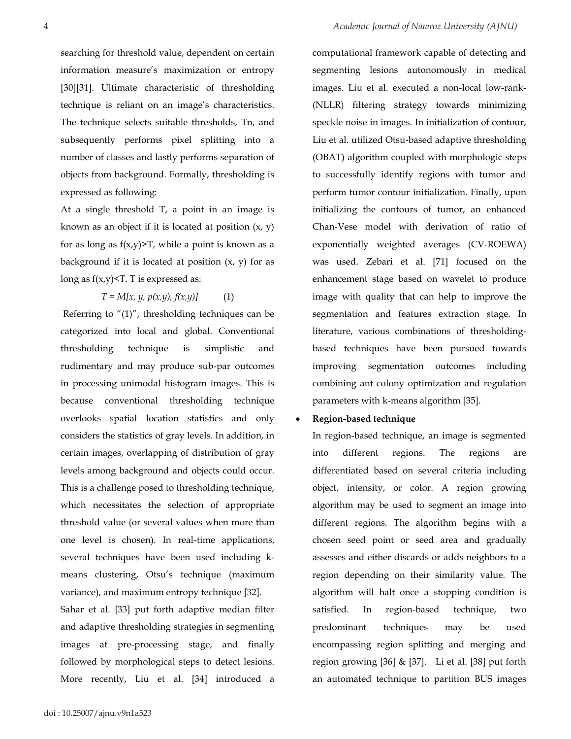searching for threshold value, dependent on certain information measure's maximization or entropy [30][31]. Ultimate characteristic of thresholding technique is reliant on an image's characteristics. The technique selects suitable thresholds, Tn, and subsequently performs pixel splitting into a number of classes and lastly performs separation of objects from background. Formally, thresholding is expressed as following:

At a single threshold T, a point in an image is known as an object if it is located at position (x, y) for as long as $f(x,y)>T$, while a point is known as a background if it is located at position (x, y) for as long as $f(x,y)<T$. T is expressed as:

$$T = M[x, y, p(x,y), f(x,y)] \quad (1)$$

Referring to "(1)", thresholding techniques can be categorized into local and global. Conventional thresholding technique is simplistic and rudimentary and may produce sub-par outcomes in processing unimodal histogram images. This is because conventional thresholding technique overlooks spatial location statistics and only considers the statistics of gray levels. In addition, in certain images, overlapping of distribution of gray levels among background and objects could occur. This is a challenge posed to thresholding technique, which necessitates the selection of appropriate threshold value (or several values when more than one level is chosen). In real-time applications, several techniques have been used including k-means clustering, Otsu's technique (maximum variance), and maximum entropy technique [32].

Sahar et al. [33] put forth adaptive median filter and adaptive thresholding strategies in segmenting images at pre-processing stage, and finally followed by morphological steps to detect lesions. More recently, Liu et al. [34] introduced a computational framework capable of detecting and segmenting lesions autonomously in medical images. Liu et al. executed a non-local low-rank-(NLLR) filtering strategy towards minimizing speckle noise in images. In initialization of contour, Liu et al. utilized Otsu-based adaptive thresholding (OBAT) algorithm coupled with morphologic steps to successfully identify regions with tumor and perform tumor contour initialization. Finally, upon initializing the contours of tumor, an enhanced Chan-Vese model with derivation of ratio of exponentially weighted averages (CV-ROEWA) was used. Zebari et al. [71] focused on the enhancement stage based on wavelet to produce image with quality that can help to improve the segmentation and features extraction stage. In literature, various combinations of thresholding-based techniques have been pursued towards improving segmentation outcomes including combining ant colony optimization and regulation parameters with k-means algorithm [35].

- **Region-based technique**

In region-based technique, an image is segmented into different regions. The regions are differentiated based on several criteria including object, intensity, or color. A region growing algorithm may be used to segment an image into different regions. The algorithm begins with a chosen seed point or seed area and gradually assesses and either discards or adds neighbors to a region depending on their similarity value. The algorithm will halt once a stopping condition is satisfied. In region-based technique, two predominant techniques may be used encompassing region splitting and merging and region growing [36] & [37]. Li et al. [38] put forth an automated technique to partition BUS images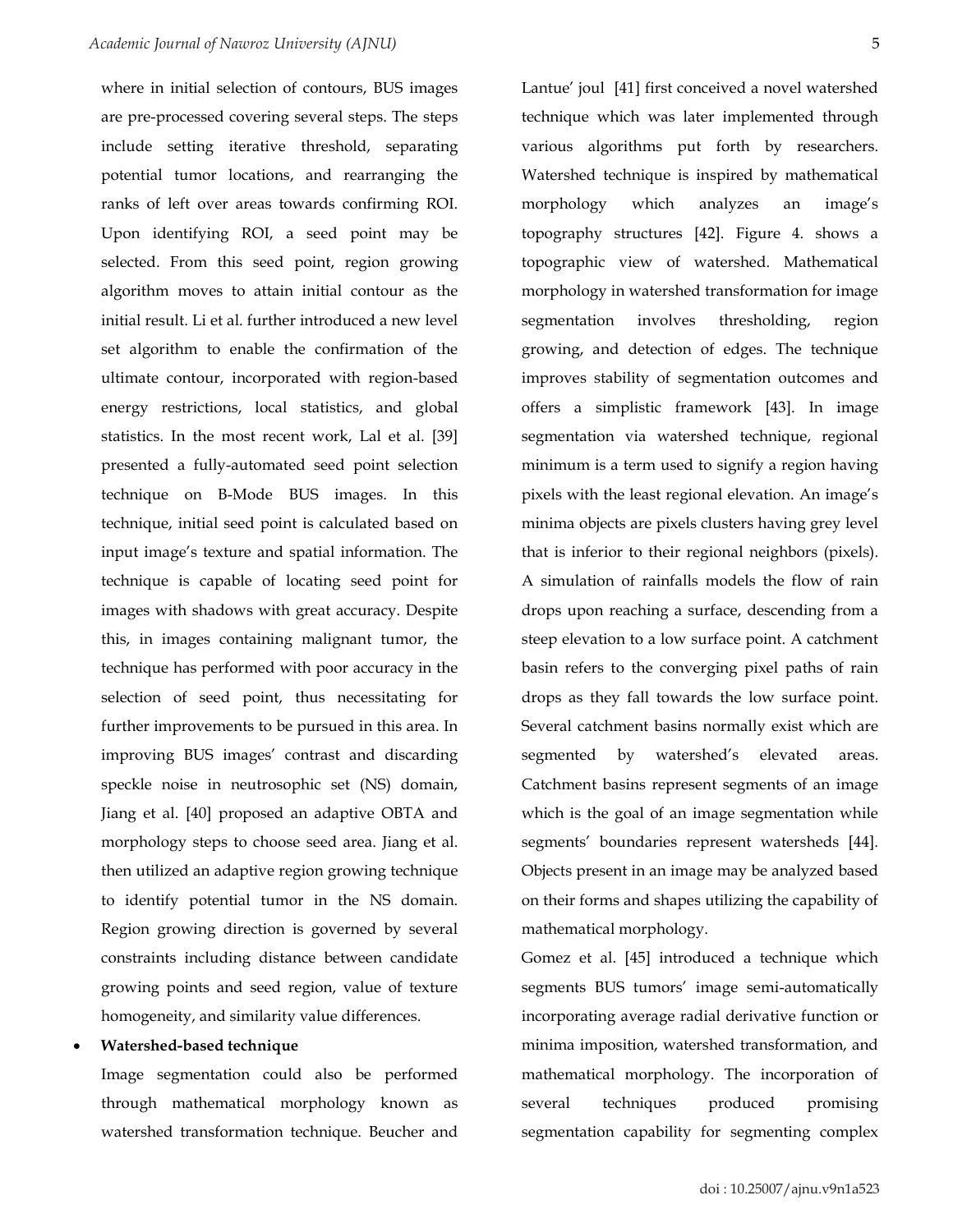where in initial selection of contours, BUS images are pre-processed covering several steps. The steps include setting iterative threshold, separating potential tumor locations, and rearranging the ranks of left over areas towards confirming ROI. Upon identifying ROI, a seed point may be selected. From this seed point, region growing algorithm moves to attain initial contour as the initial result. Li et al. further introduced a new level set algorithm to enable the confirmation of the ultimate contour, incorporated with region-based energy restrictions, local statistics, and global statistics. In the most recent work, Lal et al. [39] presented a fully-automated seed point selection technique on B-Mode BUS images. In this technique, initial seed point is calculated based on input image's texture and spatial information. The technique is capable of locating seed point for images with shadows with great accuracy. Despite this, in images containing malignant tumor, the technique has performed with poor accuracy in the selection of seed point, thus necessitating for further improvements to be pursued in this area. In improving BUS images' contrast and discarding speckle noise in neutrosophic set (NS) domain, Jiang et al. [40] proposed an adaptive OBTA and morphology steps to choose seed area. Jiang et al. then utilized an adaptive region growing technique to identify potential tumor in the NS domain. Region growing direction is governed by several constraints including distance between candidate growing points and seed region, value of texture homogeneity, and similarity value differences.

- **Watershed-based technique**

  Image segmentation could also be performed through mathematical morphology known as watershed transformation technique. Beucher and Lantue' joul [41] first conceived a novel watershed technique which was later implemented through various algorithms put forth by researchers. Watershed technique is inspired by mathematical morphology which analyzes an image's topography structures [42]. Figure 4. shows a topographic view of watershed. Mathematical morphology in watershed transformation for image segmentation involves thresholding, region growing, and detection of edges. The technique improves stability of segmentation outcomes and offers a simplistic framework [43]. In image segmentation via watershed technique, regional minimum is a term used to signify a region having pixels with the least regional elevation. An image's minima objects are pixels clusters having grey level that is inferior to their regional neighbors (pixels). A simulation of rainfalls models the flow of rain drops upon reaching a surface, descending from a steep elevation to a low surface point. A catchment basin refers to the converging pixel paths of rain drops as they fall towards the low surface point. Several catchment basins normally exist which are segmented by watershed's elevated areas. Catchment basins represent segments of an image which is the goal of an image segmentation while segments' boundaries represent watersheds [44]. Objects present in an image may be analyzed based on their forms and shapes utilizing the capability of mathematical morphology.

  Gomez et al. [45] introduced a technique which segments BUS tumors' image semi-automatically incorporating average radial derivative function or minima imposition, watershed transformation, and mathematical morphology. The incorporation of several techniques produced promising segmentation capability for segmenting complex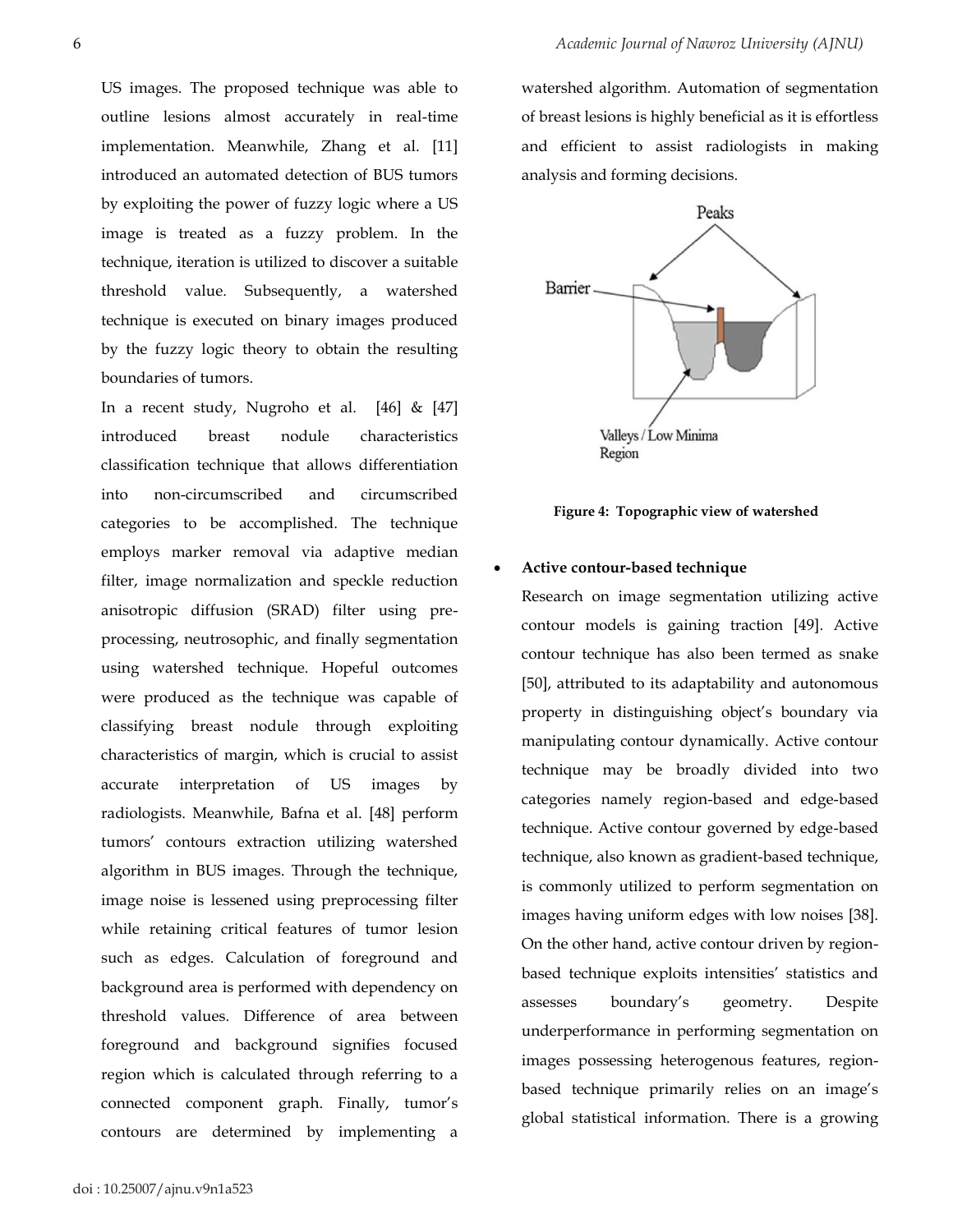US images. The proposed technique was able to outline lesions almost accurately in real-time implementation. Meanwhile, Zhang et al. [11] introduced an automated detection of BUS tumors by exploiting the power of fuzzy logic where a US image is treated as a fuzzy problem. In the technique, iteration is utilized to discover a suitable threshold value. Subsequently, a watershed technique is executed on binary images produced by the fuzzy logic theory to obtain the resulting boundaries of tumors.

In a recent study, Nugroho et al. [46] & [47] introduced breast nodule characteristics classification technique that allows differentiation into non-circumscribed and circumscribed categories to be accomplished. The technique employs marker removal via adaptive median filter, image normalization and speckle reduction anisotropic diffusion (SRAD) filter using pre-processing, neutrosophic, and finally segmentation using watershed technique. Hopeful outcomes were produced as the technique was capable of classifying breast nodule through exploiting characteristics of margin, which is crucial to assist accurate interpretation of US images by radiologists. Meanwhile, Bafna et al. [48] perform tumors' contours extraction utilizing watershed algorithm in BUS images. Through the technique, image noise is lessened using preprocessing filter while retaining critical features of tumor lesion such as edges. Calculation of foreground and background area is performed with dependency on threshold values. Difference of area between foreground and background signifies focused region which is calculated through referring to a connected component graph. Finally, tumor's contours are determined by implementing a watershed algorithm. Automation of segmentation of breast lesions is highly beneficial as it is effortless and efficient to assist radiologists in making analysis and forming decisions.

Peaks

Barrier

Valleys / Low Minima Region

**Figure 4: Topographic view of watershed**

- **Active contour-based technique**

Research on image segmentation utilizing active contour models is gaining traction [49]. Active contour technique has also been termed as snake [50], attributed to its adaptability and autonomous property in distinguishing object's boundary via manipulating contour dynamically. Active contour technique may be broadly divided into two categories namely region-based and edge-based technique. Active contour governed by edge-based technique, also known as gradient-based technique, is commonly utilized to perform segmentation on images having uniform edges with low noises [38]. On the other hand, active contour driven by region-based technique exploits intensities' statistics and assesses boundary's geometry. Despite underperformance in performing segmentation on images possessing heterogenous features, region-based technique primarily relies on an image's global statistical information. There is a growing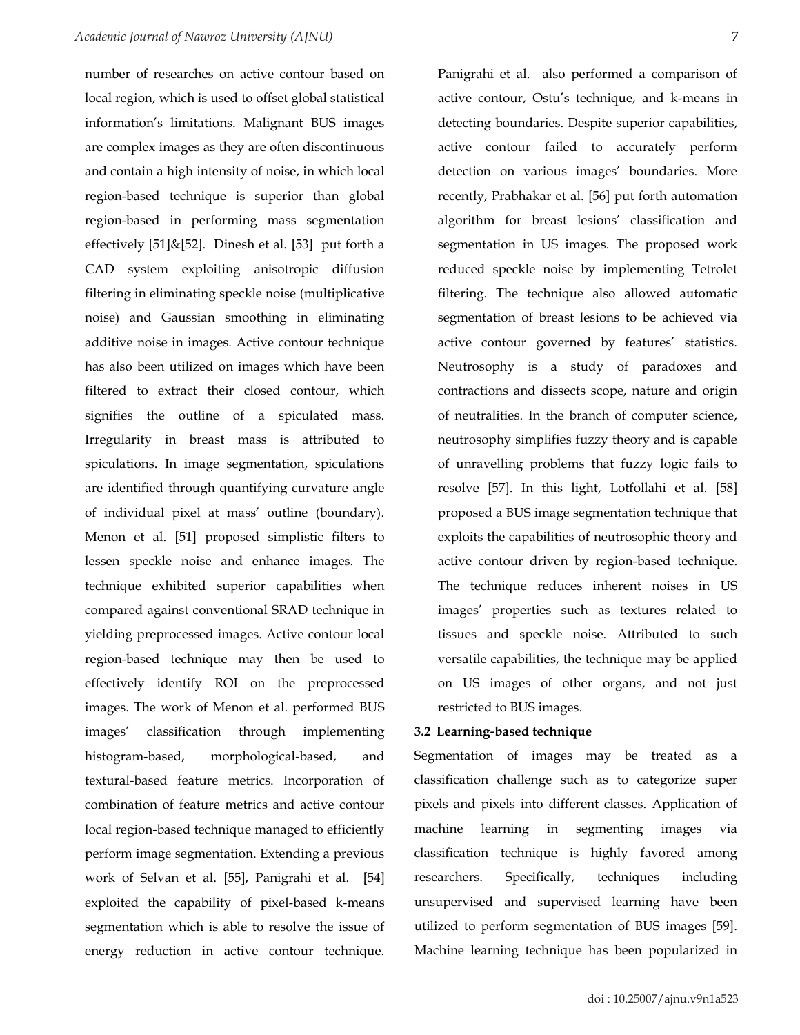number of researches on active contour based on local region, which is used to offset global statistical information's limitations. Malignant BUS images are complex images as they are often discontinuous and contain a high intensity of noise, in which local region-based technique is superior than global region-based in performing mass segmentation effectively [51]&[52]. Dinesh et al. [53] put forth a CAD system exploiting anisotropic diffusion filtering in eliminating speckle noise (multiplicative noise) and Gaussian smoothing in eliminating additive noise in images. Active contour technique has also been utilized on images which have been filtered to extract their closed contour, which signifies the outline of a spiculated mass. Irregularity in breast mass is attributed to spiculations. In image segmentation, spiculations are identified through quantifying curvature angle of individual pixel at mass' outline (boundary). Menon et al. [51] proposed simplistic filters to lessen speckle noise and enhance images. The technique exhibited superior capabilities when compared against conventional SRAD technique in yielding preprocessed images. Active contour local region-based technique may then be used to effectively identify ROI on the preprocessed images. The work of Menon et al. performed BUS images' classification through implementing histogram-based, morphological-based, and textural-based feature metrics. Incorporation of combination of feature metrics and active contour local region-based technique managed to efficiently perform image segmentation. Extending a previous work of Selvan et al. [55], Panigrahi et al. [54] exploited the capability of pixel-based k-means segmentation which is able to resolve the issue of energy reduction in active contour technique. Panigrahi et al. also performed a comparison of active contour, Ostu's technique, and k-means in detecting boundaries. Despite superior capabilities, active contour failed to accurately perform detection on various images' boundaries. More recently, Prabhakar et al. [56] put forth automation algorithm for breast lesions' classification and segmentation in US images. The proposed work reduced speckle noise by implementing Tetrolet filtering. The technique also allowed automatic segmentation of breast lesions to be achieved via active contour governed by features' statistics. Neutrosophy is a study of paradoxes and contractions and dissects scope, nature and origin of neutralities. In the branch of computer science, neutrosophy simplifies fuzzy theory and is capable of unravelling problems that fuzzy logic fails to resolve [57]. In this light, Lotfollahi et al. [58] proposed a BUS image segmentation technique that exploits the capabilities of neutrosophic theory and active contour driven by region-based technique. The technique reduces inherent noises in US images' properties such as textures related to tissues and speckle noise. Attributed to such versatile capabilities, the technique may be applied on US images of other organs, and not just restricted to BUS images.

### 3.2 Learning-based technique

Segmentation of images may be treated as a classification challenge such as to categorize super pixels and pixels into different classes. Application of machine learning in segmenting images via classification technique is highly favored among researchers. Specifically, techniques including unsupervised and supervised learning have been utilized to perform segmentation of BUS images [59]. Machine learning technique has been popularized in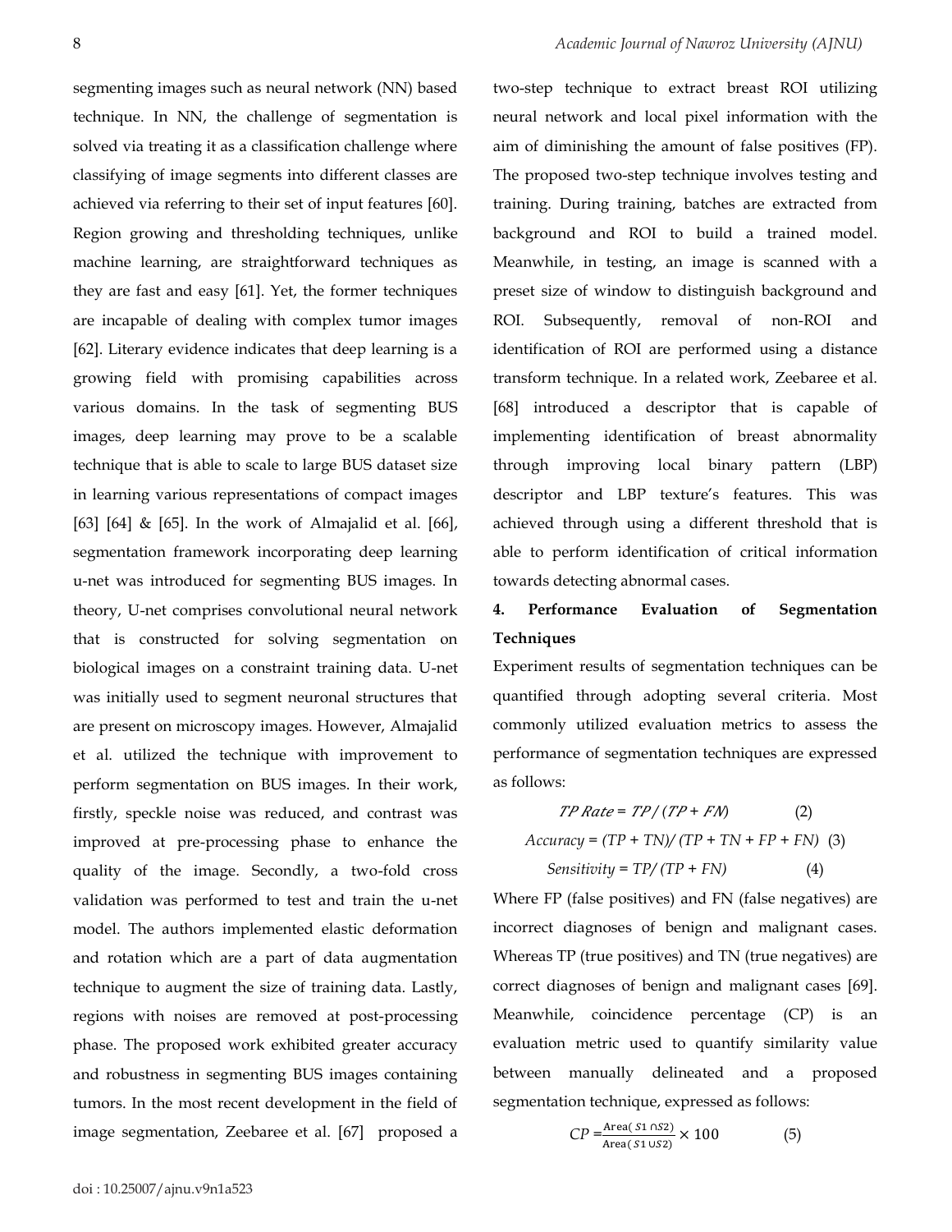segmenting images such as neural network (NN) based technique. In NN, the challenge of segmentation is solved via treating it as a classification challenge where classifying of image segments into different classes are achieved via referring to their set of input features [60]. Region growing and thresholding techniques, unlike machine learning, are straightforward techniques as they are fast and easy [61]. Yet, the former techniques are incapable of dealing with complex tumor images [62]. Literary evidence indicates that deep learning is a growing field with promising capabilities across various domains. In the task of segmenting BUS images, deep learning may prove to be a scalable technique that is able to scale to large BUS dataset size in learning various representations of compact images [63] [64] & [65]. In the work of Almajalid et al. [66], segmentation framework incorporating deep learning u-net was introduced for segmenting BUS images. In theory, U-net comprises convolutional neural network that is constructed for solving segmentation on biological images on a constraint training data. U-net was initially used to segment neuronal structures that are present on microscopy images. However, Almajalid et al. utilized the technique with improvement to perform segmentation on BUS images. In their work, firstly, speckle noise was reduced, and contrast was improved at pre-processing phase to enhance the quality of the image. Secondly, a two-fold cross validation was performed to test and train the u-net model. The authors implemented elastic deformation and rotation which are a part of data augmentation technique to augment the size of training data. Lastly, regions with noises are removed at post-processing phase. The proposed work exhibited greater accuracy and robustness in segmenting BUS images containing tumors. In the most recent development in the field of image segmentation, Zeebaree et al. [67] proposed a two-step technique to extract breast ROI utilizing neural network and local pixel information with the aim of diminishing the amount of false positives (FP). The proposed two-step technique involves testing and training. During training, batches are extracted from background and ROI to build a trained model. Meanwhile, in testing, an image is scanned with a preset size of window to distinguish background and ROI. Subsequently, removal of non-ROI and identification of ROI are performed using a distance transform technique. In a related work, Zeebaree et al. [68] introduced a descriptor that is capable of implementing identification of breast abnormality through improving local binary pattern (LBP) descriptor and LBP texture's features. This was achieved through using a different threshold that is able to perform identification of critical information towards detecting abnormal cases.

## 4. Performance Evaluation of Segmentation Techniques

Experiment results of segmentation techniques can be quantified through adopting several criteria. Most commonly utilized evaluation metrics to assess the performance of segmentation techniques are expressed as follows:

$$TP\ Rate = TP / (TP + FN) \quad (2)$$

$$Accuracy = (TP + TN)/ (TP + TN + FP + FN) \quad (3)$$

$$Sensitivity = TP/ (TP + FN) \quad (4)$$

Where FP (false positives) and FN (false negatives) are incorrect diagnoses of benign and malignant cases. Whereas TP (true positives) and TN (true negatives) are correct diagnoses of benign and malignant cases [69]. Meanwhile, coincidence percentage (CP) is an evaluation metric used to quantify similarity value between manually delineated and a proposed segmentation technique, expressed as follows:

$$CP = \frac{\text{Area}(S1 \cap S2)}{\text{Area}(S1 \cup S2)} \times 100 \quad (5)$$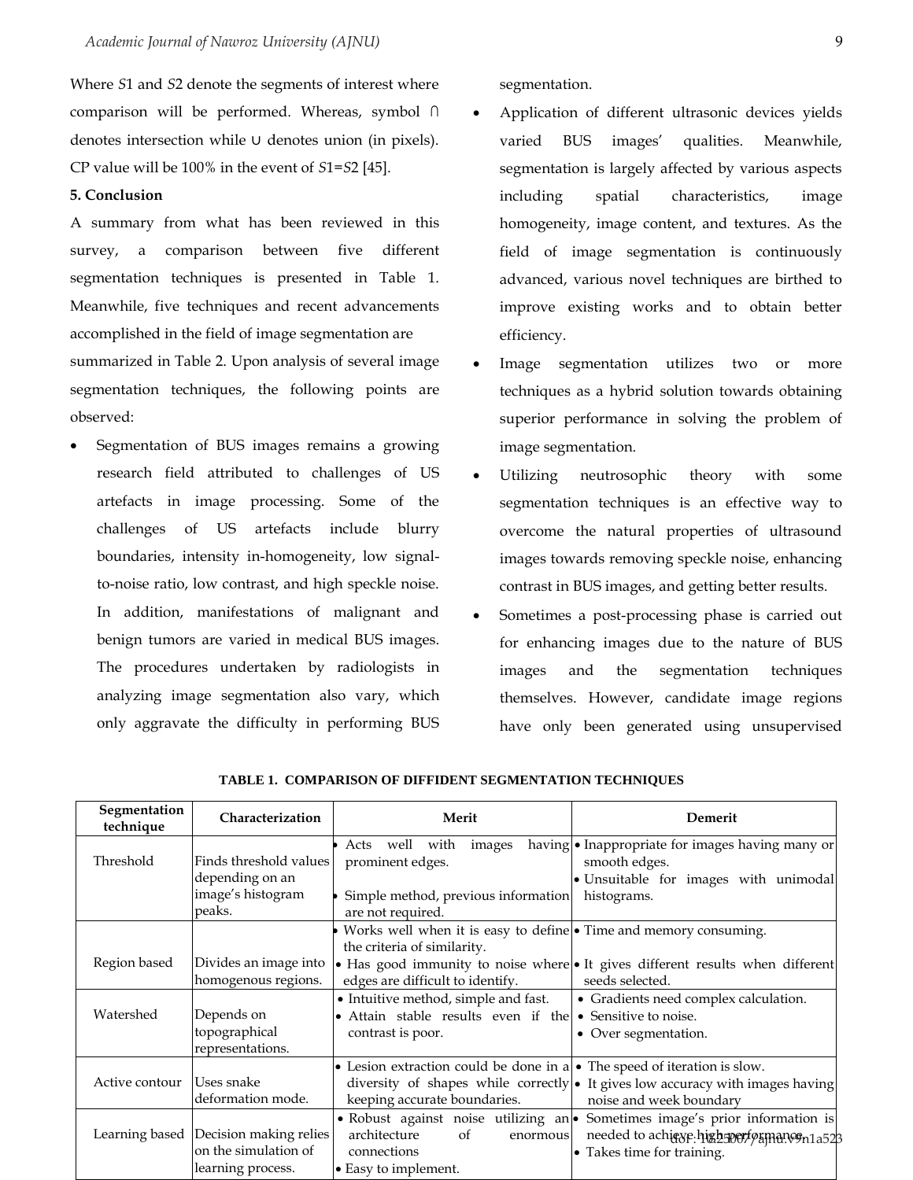Where $S1$ and $S2$ denote the segments of interest where comparison will be performed. Whereas, symbol ∩ denotes intersection while ∪ denotes union (in pixels). CP value will be 100% in the event of $S1=S2$ [45].

**5. Conclusion**

A summary from what has been reviewed in this survey, a comparison between five different segmentation techniques is presented in Table 1. Meanwhile, five techniques and recent advancements accomplished in the field of image segmentation are summarized in Table 2. Upon analysis of several image segmentation techniques, the following points are observed:

- Segmentation of BUS images remains a growing research field attributed to challenges of US artefacts in image processing. Some of the challenges of US artefacts include blurry boundaries, intensity in-homogeneity, low signal-to-noise ratio, low contrast, and high speckle noise. In addition, manifestations of malignant and benign tumors are varied in medical BUS images. The procedures undertaken by radiologists in analyzing image segmentation also vary, which only aggravate the difficulty in performing BUS segmentation.
- Application of different ultrasonic devices yields varied BUS images' qualities. Meanwhile, segmentation is largely affected by various aspects including spatial characteristics, image homogeneity, image content, and textures. As the field of image segmentation is continuously advanced, various novel techniques are birthed to improve existing works and to obtain better efficiency.
- Image segmentation utilizes two or more techniques as a hybrid solution towards obtaining superior performance in solving the problem of image segmentation.
- Utilizing neutrosophic theory with some segmentation techniques is an effective way to overcome the natural properties of ultrasound images towards removing speckle noise, enhancing contrast in BUS images, and getting better results.
- Sometimes a post-processing phase is carried out for enhancing images due to the nature of BUS images and the segmentation techniques themselves. However, candidate image regions have only been generated using unsupervised

**TABLE 1. COMPARISON OF DIFFIDENT SEGMENTATION TECHNIQUES**

| Segmentation technique | Characterization | Merit | Demerit |
|---|---|---|---|
| Threshold | Finds threshold values depending on an image's histogram peaks. | • Acts well with images having prominent edges.<br>• Simple method, previous information are not required. | • Inappropriate for images having many or smooth edges.<br>• Unsuitable for images with unimodal histograms. |
| Region based | Divides an image into homogenous regions. | • Works well when it is easy to define the criteria of similarity.<br>• Has good immunity to noise where edges are difficult to identify. | • Time and memory consuming.<br>• It gives different results when different seeds selected. |
| Watershed | Depends on topographical representations. | • Intuitive method, simple and fast.<br>• Attain stable results even if the contrast is poor. | • Gradients need complex calculation.<br>• Sensitive to noise.<br>• Over segmentation. |
| Active contour | Uses snake deformation mode. | • Lesion extraction could be done in a diversity of shapes while correctly keeping accurate boundaries. | • The speed of iteration is slow.<br>• It gives low accuracy with images having noise and week boundary |
| Learning based | Decision making relies on the simulation of learning process. | • Robust against noise utilizing an architecture of enormous connections<br>• Easy to implement. | • Sometimes image's prior information is needed to achieve high performance.<br>• Takes time for training. |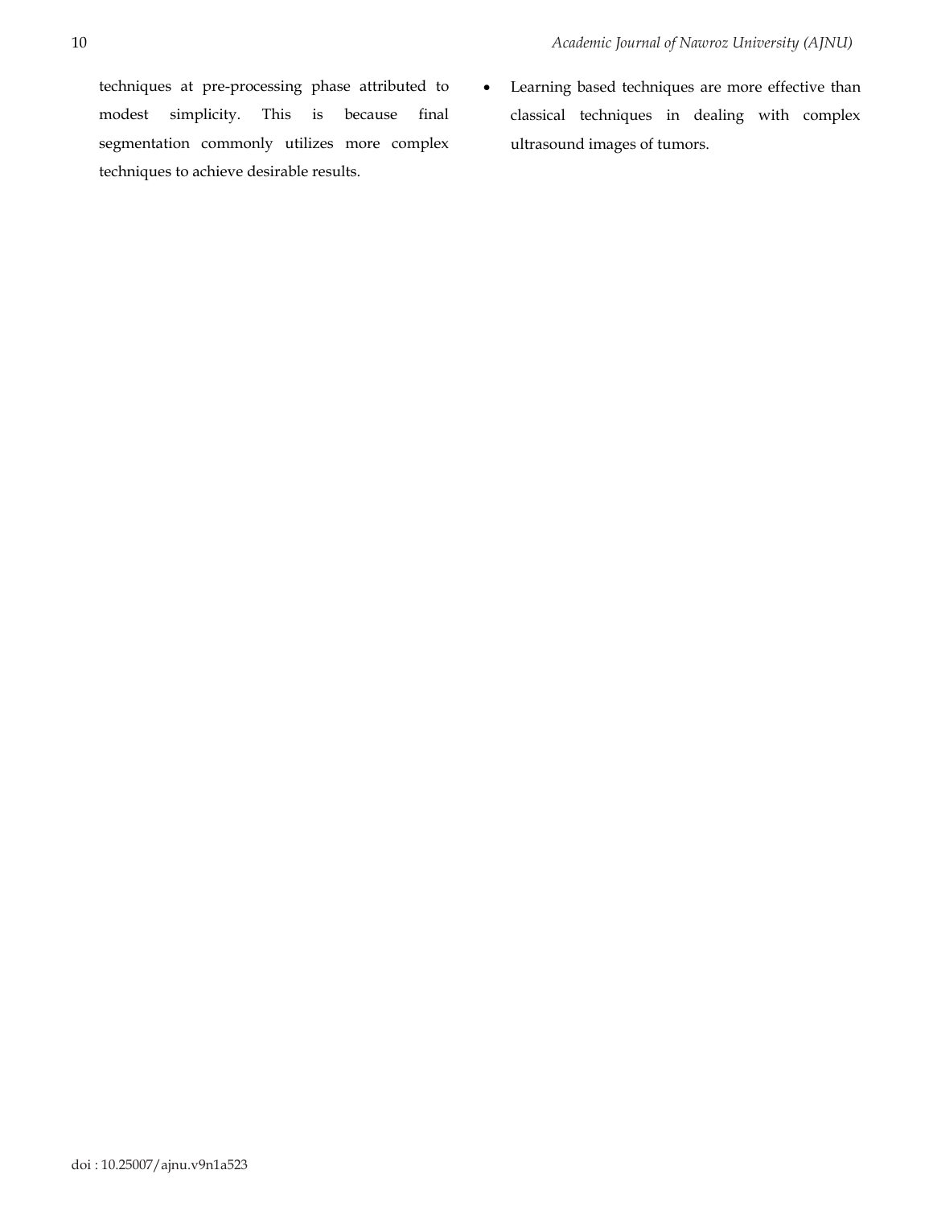techniques at pre-processing phase attributed to modest simplicity. This is because final segmentation commonly utilizes more complex techniques to achieve desirable results.

- Learning based techniques are more effective than classical techniques in dealing with complex ultrasound images of tumors.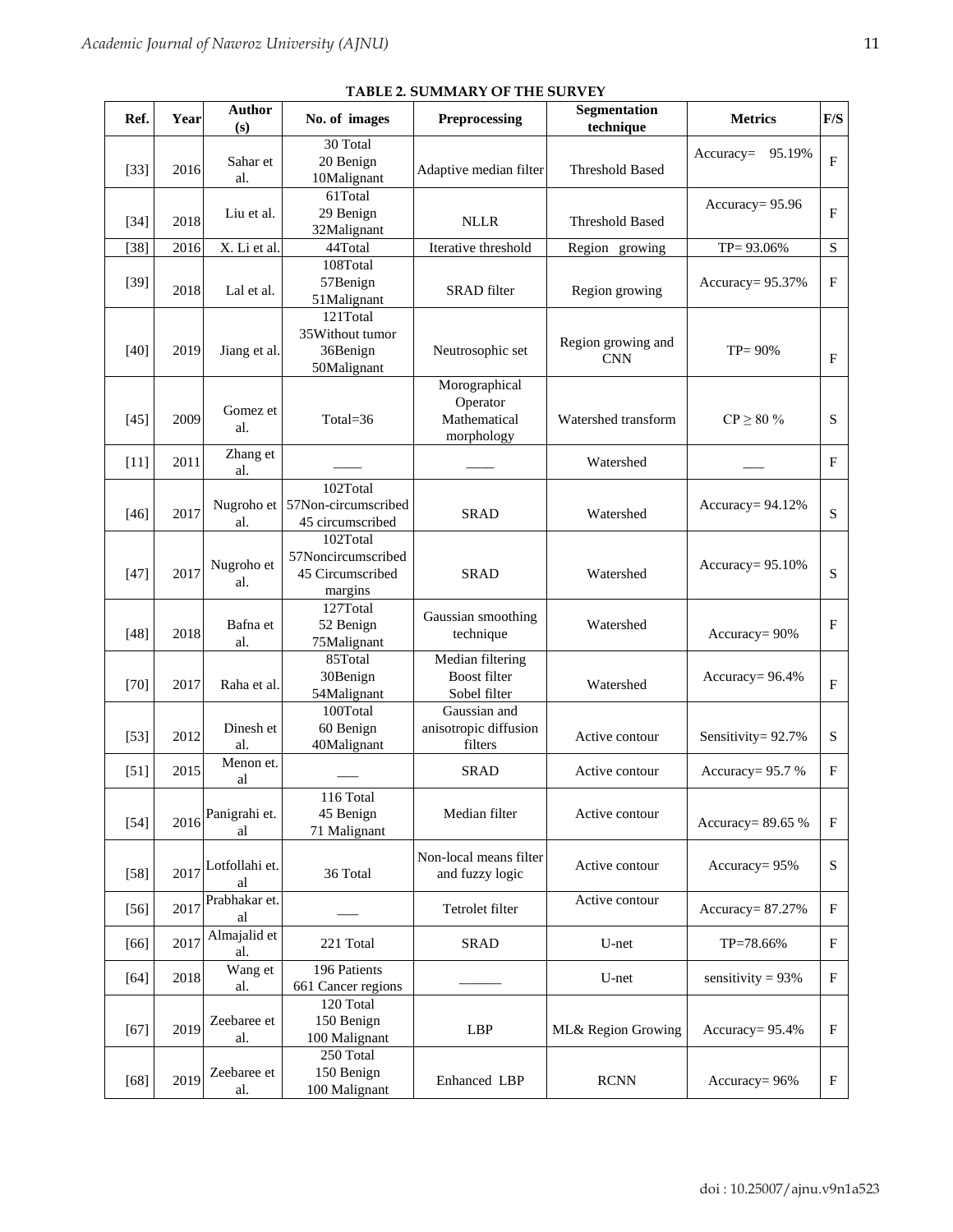**TABLE 2. SUMMARY OF THE SURVEY**

| Ref. | Year | Author (s) | No. of images | Preprocessing | Segmentation technique | Metrics | F/S |
|---|---|---|---|---|---|---|---|
| [33] | 2016 | Sahar et al. | 30 Total 20 Benign 10Malignant | Adaptive median filter | Threshold Based | Accuracy= 95.19% | F |
| [34] | 2018 | Liu et al. | 61Total 29 Benign 32Malignant | NLLR | Threshold Based | Accuracy= 95.96 | F |
| [38] | 2016 | X. Li et al. | 44Total | Iterative threshold | Region growing | TP= 93.06% | S |
| [39] | 2018 | Lal et al. | 108Total 57Benign 51Malignant | SRAD filter | Region growing | Accuracy= 95.37% | F |
| [40] | 2019 | Jiang et al. | 121Total 35Without tumor 36Benign 50Malignant | Neutrosophic set | Region growing and CNN | TP= 90% | F |
| [45] | 2009 | Gomez et al. | Total=36 | Morographical Operator Mathematical morphology | Watershed transform | CP ≥ 80 % | S |
| [11] | 2011 | Zhang et al. | ____ | ____ | Watershed | ___ | F |
| [46] | 2017 | Nugroho et al. | 102Total 57Non-circumscribed 45 circumscribed | SRAD | Watershed | Accuracy= 94.12% | S |
| [47] | 2017 | Nugroho et al. | 102Total 57Noncircumscribed 45 Circumscribed margins | SRAD | Watershed | Accuracy= 95.10% | S |
| [48] | 2018 | Bafna et al. | 127Total 52 Benign 75Malignant | Gaussian smoothing technique | Watershed | Accuracy= 90% | F |
| [70] | 2017 | Raha et al. | 85Total 30Benign 54Malignant | Median filtering Boost filter Sobel filter | Watershed | Accuracy= 96.4% | F |
| [53] | 2012 | Dinesh et al. | 100Total 60 Benign 40Malignant | Gaussian and anisotropic diffusion filters | Active contour | Sensitivity= 92.7% | S |
| [51] | 2015 | Menon et. al | ___ | SRAD | Active contour | Accuracy= 95.7 % | F |
| [54] | 2016 | Panigrahi et. al | 116 Total 45 Benign 71 Malignant | Median filter | Active contour | Accuracy= 89.65 % | F |
| [58] | 2017 | Lotfollahi et. al | 36 Total | Non-local means filter and fuzzy logic | Active contour | Accuracy= 95% | S |
| [56] | 2017 | Prabhakar et. al | ___ | Tetrolet filter | Active contour | Accuracy= 87.27% | F |
| [66] | 2017 | Almajalid et al. | 221 Total | SRAD | U-net | TP=78.66% | F |
| [64] | 2018 | Wang et al. | 196 Patients 661 Cancer regions | ______ | U-net | sensitivity = 93% | F |
| [67] | 2019 | Zeebaree et al. | 120 Total 150 Benign 100 Malignant | LBP | ML& Region Growing | Accuracy= 95.4% | F |
| [68] | 2019 | Zeebaree et al. | 250 Total 150 Benign 100 Malignant | Enhanced LBP | RCNN | Accuracy= 96% | F |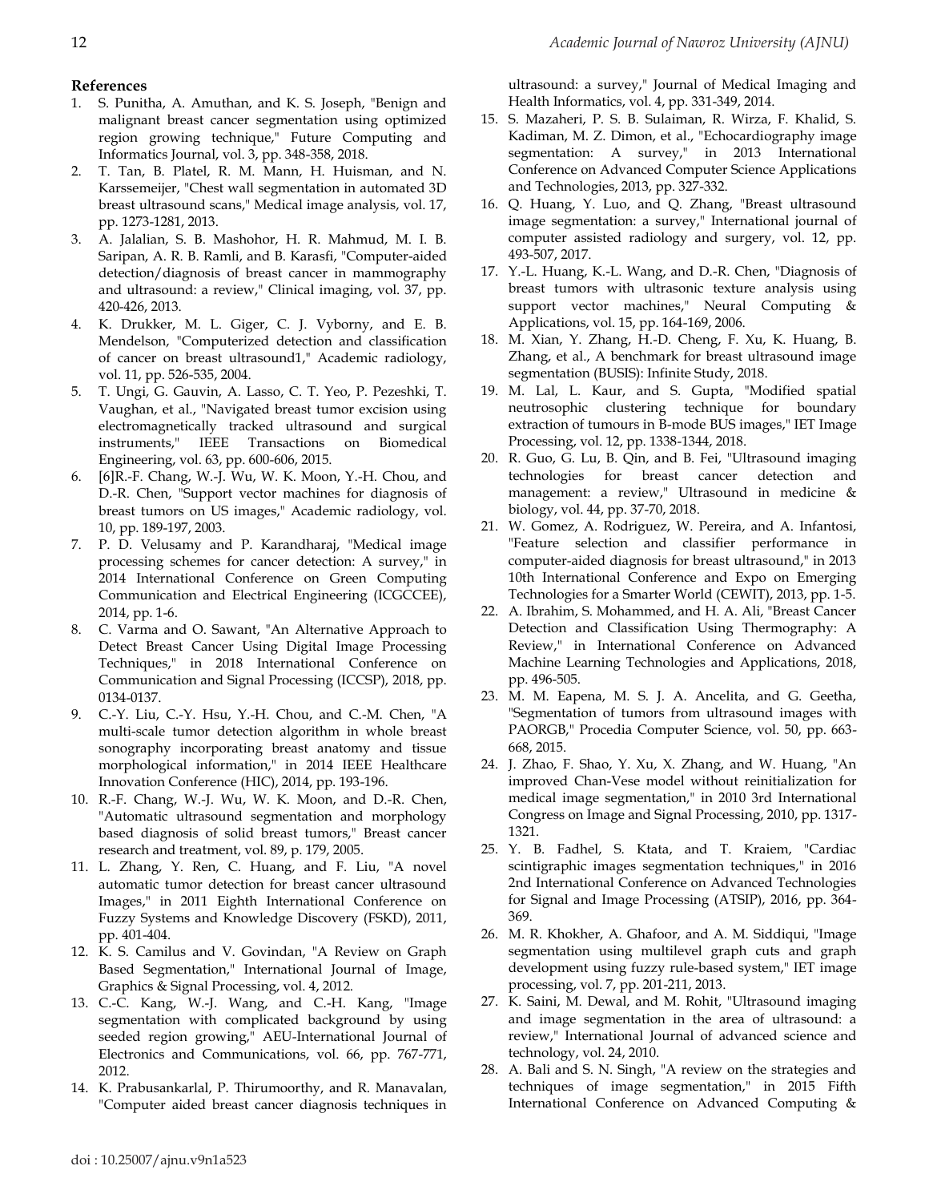## References

1. S. Punitha, A. Amuthan, and K. S. Joseph, "Benign and malignant breast cancer segmentation using optimized region growing technique," Future Computing and Informatics Journal, vol. 3, pp. 348-358, 2018.
2. T. Tan, B. Platel, R. M. Mann, H. Huisman, and N. Karssemeijer, "Chest wall segmentation in automated 3D breast ultrasound scans," Medical image analysis, vol. 17, pp. 1273-1281, 2013.
3. A. Jalalian, S. B. Mashohor, H. R. Mahmud, M. I. B. Saripan, A. R. B. Ramli, and B. Karasfi, "Computer-aided detection/diagnosis of breast cancer in mammography and ultrasound: a review," Clinical imaging, vol. 37, pp. 420-426, 2013.
4. K. Drukker, M. L. Giger, C. J. Vyborny, and E. B. Mendelson, "Computerized detection and classification of cancer on breast ultrasound1," Academic radiology, vol. 11, pp. 526-535, 2004.
5. T. Ungi, G. Gauvin, A. Lasso, C. T. Yeo, P. Pezeshki, T. Vaughan, et al., "Navigated breast tumor excision using electromagnetically tracked ultrasound and surgical instruments," IEEE Transactions on Biomedical Engineering, vol. 63, pp. 600-606, 2015.
6. [6]R.-F. Chang, W.-J. Wu, W. K. Moon, Y.-H. Chou, and D.-R. Chen, "Support vector machines for diagnosis of breast tumors on US images," Academic radiology, vol. 10, pp. 189-197, 2003.
7. P. D. Velusamy and P. Karandharaj, "Medical image processing schemes for cancer detection: A survey," in 2014 International Conference on Green Computing Communication and Electrical Engineering (ICGCCEE), 2014, pp. 1-6.
8. C. Varma and O. Sawant, "An Alternative Approach to Detect Breast Cancer Using Digital Image Processing Techniques," in 2018 International Conference on Communication and Signal Processing (ICCSP), 2018, pp. 0134-0137.
9. C.-Y. Liu, C.-Y. Hsu, Y.-H. Chou, and C.-M. Chen, "A multi-scale tumor detection algorithm in whole breast sonography incorporating breast anatomy and tissue morphological information," in 2014 IEEE Healthcare Innovation Conference (HIC), 2014, pp. 193-196.
10. R.-F. Chang, W.-J. Wu, W. K. Moon, and D.-R. Chen, "Automatic ultrasound segmentation and morphology based diagnosis of solid breast tumors," Breast cancer research and treatment, vol. 89, p. 179, 2005.
11. L. Zhang, Y. Ren, C. Huang, and F. Liu, "A novel automatic tumor detection for breast cancer ultrasound Images," in 2011 Eighth International Conference on Fuzzy Systems and Knowledge Discovery (FSKD), 2011, pp. 401-404.
12. K. S. Camilus and V. Govindan, "A Review on Graph Based Segmentation," International Journal of Image, Graphics & Signal Processing, vol. 4, 2012.
13. C.-C. Kang, W.-J. Wang, and C.-H. Kang, "Image segmentation with complicated background by using seeded region growing," AEU-International Journal of Electronics and Communications, vol. 66, pp. 767-771, 2012.
14. K. Prabusankarlal, P. Thirumoorthy, and R. Manavalan, "Computer aided breast cancer diagnosis techniques in ultrasound: a survey," Journal of Medical Imaging and Health Informatics, vol. 4, pp. 331-349, 2014.
15. S. Mazaheri, P. S. B. Sulaiman, R. Wirza, F. Khalid, S. Kadiman, M. Z. Dimon, et al., "Echocardiography image segmentation: A survey," in 2013 International Conference on Advanced Computer Science Applications and Technologies, 2013, pp. 327-332.
16. Q. Huang, Y. Luo, and Q. Zhang, "Breast ultrasound image segmentation: a survey," International journal of computer assisted radiology and surgery, vol. 12, pp. 493-507, 2017.
17. Y.-L. Huang, K.-L. Wang, and D.-R. Chen, "Diagnosis of breast tumors with ultrasonic texture analysis using support vector machines," Neural Computing & Applications, vol. 15, pp. 164-169, 2006.
18. M. Xian, Y. Zhang, H.-D. Cheng, F. Xu, K. Huang, B. Zhang, et al., A benchmark for breast ultrasound image segmentation (BUSIS): Infinite Study, 2018.
19. M. Lal, L. Kaur, and S. Gupta, "Modified spatial neutrosophic clustering technique for boundary extraction of tumours in B-mode BUS images," IET Image Processing, vol. 12, pp. 1338-1344, 2018.
20. R. Guo, G. Lu, B. Qin, and B. Fei, "Ultrasound imaging technologies for breast cancer detection and management: a review," Ultrasound in medicine & biology, vol. 44, pp. 37-70, 2018.
21. W. Gomez, A. Rodriguez, W. Pereira, and A. Infantosi, "Feature selection and classifier performance in computer-aided diagnosis for breast ultrasound," in 2013 10th International Conference and Expo on Emerging Technologies for a Smarter World (CEWIT), 2013, pp. 1-5.
22. A. Ibrahim, S. Mohammed, and H. A. Ali, "Breast Cancer Detection and Classification Using Thermography: A Review," in International Conference on Advanced Machine Learning Technologies and Applications, 2018, pp. 496-505.
23. M. M. Eapena, M. S. J. A. Ancelita, and G. Geetha, "Segmentation of tumors from ultrasound images with PAORGB," Procedia Computer Science, vol. 50, pp. 663-668, 2015.
24. J. Zhao, F. Shao, Y. Xu, X. Zhang, and W. Huang, "An improved Chan-Vese model without reinitialization for medical image segmentation," in 2010 3rd International Congress on Image and Signal Processing, 2010, pp. 1317-1321.
25. Y. B. Fadhel, S. Ktata, and T. Kraiem, "Cardiac scintigraphic images segmentation techniques," in 2016 2nd International Conference on Advanced Technologies for Signal and Image Processing (ATSIP), 2016, pp. 364-369.
26. M. R. Khokher, A. Ghafoor, and A. M. Siddiqui, "Image segmentation using multilevel graph cuts and graph development using fuzzy rule-based system," IET image processing, vol. 7, pp. 201-211, 2013.
27. K. Saini, M. Dewal, and M. Rohit, "Ultrasound imaging and image segmentation in the area of ultrasound: a review," International Journal of advanced science and technology, vol. 24, 2010.
28. A. Bali and S. N. Singh, "A review on the strategies and techniques of image segmentation," in 2015 Fifth International Conference on Advanced Computing &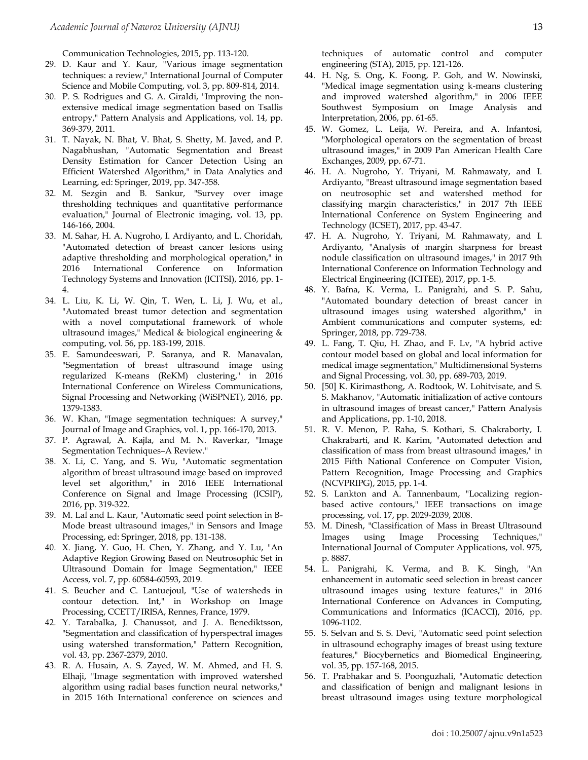Communication Technologies, 2015, pp. 113-120.

29. D. Kaur and Y. Kaur, "Various image segmentation techniques: a review," International Journal of Computer Science and Mobile Computing, vol. 3, pp. 809-814, 2014.
30. P. S. Rodrigues and G. A. Giraldi, "Improving the non-extensive medical image segmentation based on Tsallis entropy," Pattern Analysis and Applications, vol. 14, pp. 369-379, 2011.
31. T. Nayak, N. Bhat, V. Bhat, S. Shetty, M. Javed, and P. Nagabhushan, "Automatic Segmentation and Breast Density Estimation for Cancer Detection Using an Efficient Watershed Algorithm," in Data Analytics and Learning, ed: Springer, 2019, pp. 347-358.
32. M. Sezgin and B. Sankur, "Survey over image thresholding techniques and quantitative performance evaluation," Journal of Electronic imaging, vol. 13, pp. 146-166, 2004.
33. M. Sahar, H. A. Nugroho, I. Ardiyanto, and L. Choridah, "Automated detection of breast cancer lesions using adaptive thresholding and morphological operation," in 2016 International Conference on Information Technology Systems and Innovation (ICITSI), 2016, pp. 1-4.
34. L. Liu, K. Li, W. Qin, T. Wen, L. Li, J. Wu, et al., "Automated breast tumor detection and segmentation with a novel computational framework of whole ultrasound images," Medical & biological engineering & computing, vol. 56, pp. 183-199, 2018.
35. E. Samundeeswari, P. Saranya, and R. Manavalan, "Segmentation of breast ultrasound image using regularized K-means (ReKM) clustering," in 2016 International Conference on Wireless Communications, Signal Processing and Networking (WiSPNET), 2016, pp. 1379-1383.
36. W. Khan, "Image segmentation techniques: A survey," Journal of Image and Graphics, vol. 1, pp. 166-170, 2013.
37. P. Agrawal, A. Kajla, and M. N. Raverkar, "Image Segmentation Techniques–A Review."
38. X. Li, C. Yang, and S. Wu, "Automatic segmentation algorithm of breast ultrasound image based on improved level set algorithm," in 2016 IEEE International Conference on Signal and Image Processing (ICSIP), 2016, pp. 319-322.
39. M. Lal and L. Kaur, "Automatic seed point selection in B-Mode breast ultrasound images," in Sensors and Image Processing, ed: Springer, 2018, pp. 131-138.
40. X. Jiang, Y. Guo, H. Chen, Y. Zhang, and Y. Lu, "An Adaptive Region Growing Based on Neutrosophic Set in Ultrasound Domain for Image Segmentation," IEEE Access, vol. 7, pp. 60584-60593, 2019.
41. S. Beucher and C. Lantuejoul, "Use of watersheds in contour detection. Int," in Workshop on Image Processing, CCETT/IRISA, Rennes, France, 1979.
42. Y. Tarabalka, J. Chanussot, and J. A. Benediktsson, "Segmentation and classification of hyperspectral images using watershed transformation," Pattern Recognition, vol. 43, pp. 2367-2379, 2010.
43. R. A. Husain, A. S. Zayed, W. M. Ahmed, and H. S. Elhaji, "Image segmentation with improved watershed algorithm using radial bases function neural networks," in 2015 16th International conference on sciences and techniques of automatic control and computer engineering (STA), 2015, pp. 121-126.
44. H. Ng, S. Ong, K. Foong, P. Goh, and W. Nowinski, "Medical image segmentation using k-means clustering and improved watershed algorithm," in 2006 IEEE Southwest Symposium on Image Analysis and Interpretation, 2006, pp. 61-65.
45. W. Gomez, L. Leija, W. Pereira, and A. Infantosi, "Morphological operators on the segmentation of breast ultrasound images," in 2009 Pan American Health Care Exchanges, 2009, pp. 67-71.
46. H. A. Nugroho, Y. Triyani, M. Rahmawaty, and I. Ardiyanto, "Breast ultrasound image segmentation based on neutrosophic set and watershed method for classifying margin characteristics," in 2017 7th IEEE International Conference on System Engineering and Technology (ICSET), 2017, pp. 43-47.
47. H. A. Nugroho, Y. Triyani, M. Rahmawaty, and I. Ardiyanto, "Analysis of margin sharpness for breast nodule classification on ultrasound images," in 2017 9th International Conference on Information Technology and Electrical Engineering (ICITEE), 2017, pp. 1-5.
48. Y. Bafna, K. Verma, L. Panigrahi, and S. P. Sahu, "Automated boundary detection of breast cancer in ultrasound images using watershed algorithm," in Ambient communications and computer systems, ed: Springer, 2018, pp. 729-738.
49. L. Fang, T. Qiu, H. Zhao, and F. Lv, "A hybrid active contour model based on global and local information for medical image segmentation," Multidimensional Systems and Signal Processing, vol. 30, pp. 689-703, 2019.
50. [50] K. Kirimasthong, A. Rodtook, W. Lohitvisate, and S. S. Makhanov, "Automatic initialization of active contours in ultrasound images of breast cancer," Pattern Analysis and Applications, pp. 1-10, 2018.
51. R. V. Menon, P. Raha, S. Kothari, S. Chakraborty, I. Chakrabarti, and R. Karim, "Automated detection and classification of mass from breast ultrasound images," in 2015 Fifth National Conference on Computer Vision, Pattern Recognition, Image Processing and Graphics (NCVPRIPG), 2015, pp. 1-4.
52. S. Lankton and A. Tannenbaum, "Localizing region-based active contours," IEEE transactions on image processing, vol. 17, pp. 2029-2039, 2008.
53. M. Dinesh, "Classification of Mass in Breast Ultrasound Images using Image Processing Techniques," International Journal of Computer Applications, vol. 975, p. 8887.
54. L. Panigrahi, K. Verma, and B. K. Singh, "An enhancement in automatic seed selection in breast cancer ultrasound images using texture features," in 2016 International Conference on Advances in Computing, Communications and Informatics (ICACCI), 2016, pp. 1096-1102.
55. S. Selvan and S. S. Devi, "Automatic seed point selection in ultrasound echography images of breast using texture features," Biocybernetics and Biomedical Engineering, vol. 35, pp. 157-168, 2015.
56. T. Prabhakar and S. Poonguzhali, "Automatic detection and classification of benign and malignant lesions in breast ultrasound images using texture morphological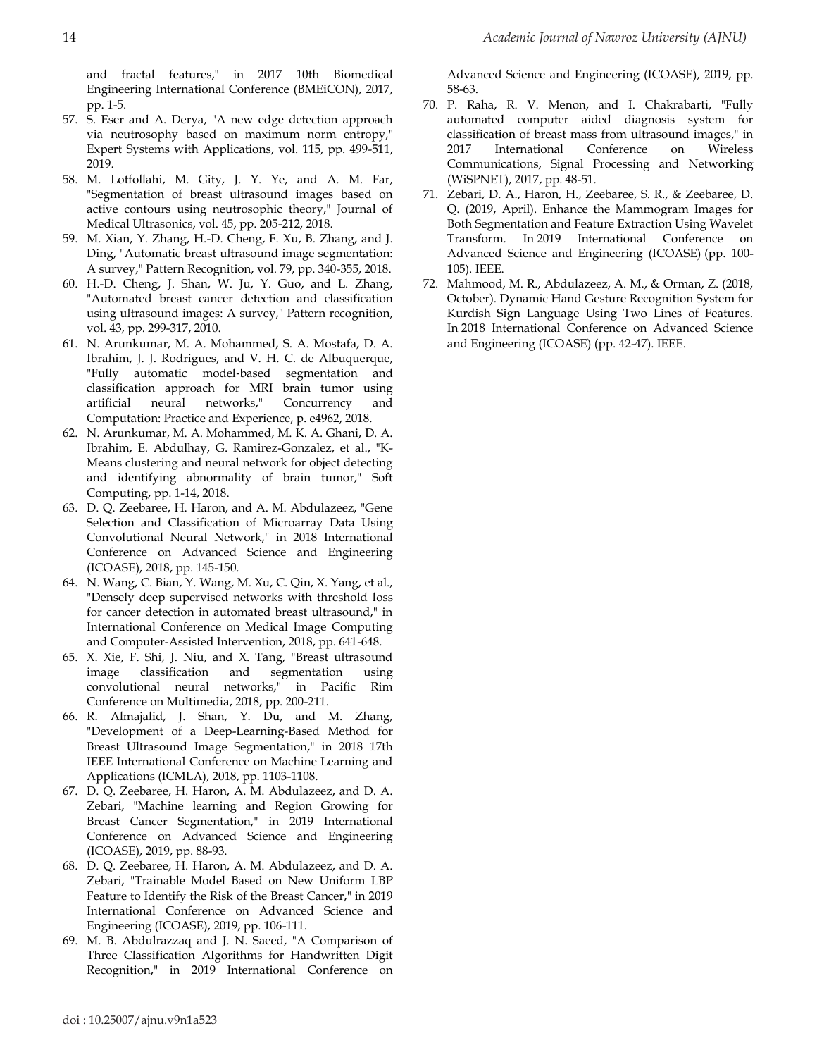and fractal features," in 2017 10th Biomedical Engineering International Conference (BMEiCON), 2017, pp. 1-5.

57. S. Eser and A. Derya, "A new edge detection approach via neutrosophy based on maximum norm entropy," Expert Systems with Applications, vol. 115, pp. 499-511, 2019.
58. M. Lotfollahi, M. Gity, J. Y. Ye, and A. M. Far, "Segmentation of breast ultrasound images based on active contours using neutrosophic theory," Journal of Medical Ultrasonics, vol. 45, pp. 205-212, 2018.
59. M. Xian, Y. Zhang, H.-D. Cheng, F. Xu, B. Zhang, and J. Ding, "Automatic breast ultrasound image segmentation: A survey," Pattern Recognition, vol. 79, pp. 340-355, 2018.
60. H.-D. Cheng, J. Shan, W. Ju, Y. Guo, and L. Zhang, "Automated breast cancer detection and classification using ultrasound images: A survey," Pattern recognition, vol. 43, pp. 299-317, 2010.
61. N. Arunkumar, M. A. Mohammed, S. A. Mostafa, D. A. Ibrahim, J. J. Rodrigues, and V. H. C. de Albuquerque, "Fully automatic model-based segmentation and classification approach for MRI brain tumor using artificial neural networks," Concurrency and Computation: Practice and Experience, p. e4962, 2018.
62. N. Arunkumar, M. A. Mohammed, M. K. A. Ghani, D. A. Ibrahim, E. Abdulhay, G. Ramirez-Gonzalez, et al., "K-Means clustering and neural network for object detecting and identifying abnormality of brain tumor," Soft Computing, pp. 1-14, 2018.
63. D. Q. Zeebaree, H. Haron, and A. M. Abdulazeez, "Gene Selection and Classification of Microarray Data Using Convolutional Neural Network," in 2018 International Conference on Advanced Science and Engineering (ICOASE), 2018, pp. 145-150.
64. N. Wang, C. Bian, Y. Wang, M. Xu, C. Qin, X. Yang, et al., "Densely deep supervised networks with threshold loss for cancer detection in automated breast ultrasound," in International Conference on Medical Image Computing and Computer-Assisted Intervention, 2018, pp. 641-648.
65. X. Xie, F. Shi, J. Niu, and X. Tang, "Breast ultrasound image classification and segmentation using convolutional neural networks," in Pacific Rim Conference on Multimedia, 2018, pp. 200-211.
66. R. Almajalid, J. Shan, Y. Du, and M. Zhang, "Development of a Deep-Learning-Based Method for Breast Ultrasound Image Segmentation," in 2018 17th IEEE International Conference on Machine Learning and Applications (ICMLA), 2018, pp. 1103-1108.
67. D. Q. Zeebaree, H. Haron, A. M. Abdulazeez, and D. A. Zebari, "Machine learning and Region Growing for Breast Cancer Segmentation," in 2019 International Conference on Advanced Science and Engineering (ICOASE), 2019, pp. 88-93.
68. D. Q. Zeebaree, H. Haron, A. M. Abdulazeez, and D. A. Zebari, "Trainable Model Based on New Uniform LBP Feature to Identify the Risk of the Breast Cancer," in 2019 International Conference on Advanced Science and Engineering (ICOASE), 2019, pp. 106-111.
69. M. B. Abdulrazzaq and J. N. Saeed, "A Comparison of Three Classification Algorithms for Handwritten Digit Recognition," in 2019 International Conference on Advanced Science and Engineering (ICOASE), 2019, pp. 58-63.
70. P. Raha, R. V. Menon, and I. Chakrabarti, "Fully automated computer aided diagnosis system for classification of breast mass from ultrasound images," in 2017 International Conference on Wireless Communications, Signal Processing and Networking (WiSPNET), 2017, pp. 48-51.
71. Zebari, D. A., Haron, H., Zeebaree, S. R., & Zeebaree, D. Q. (2019, April). Enhance the Mammogram Images for Both Segmentation and Feature Extraction Using Wavelet Transform. In 2019 International Conference on Advanced Science and Engineering (ICOASE) (pp. 100-105). IEEE.
72. Mahmood, M. R., Abdulazeez, A. M., & Orman, Z. (2018, October). Dynamic Hand Gesture Recognition System for Kurdish Sign Language Using Two Lines of Features. In 2018 International Conference on Advanced Science and Engineering (ICOASE) (pp. 42-47). IEEE.